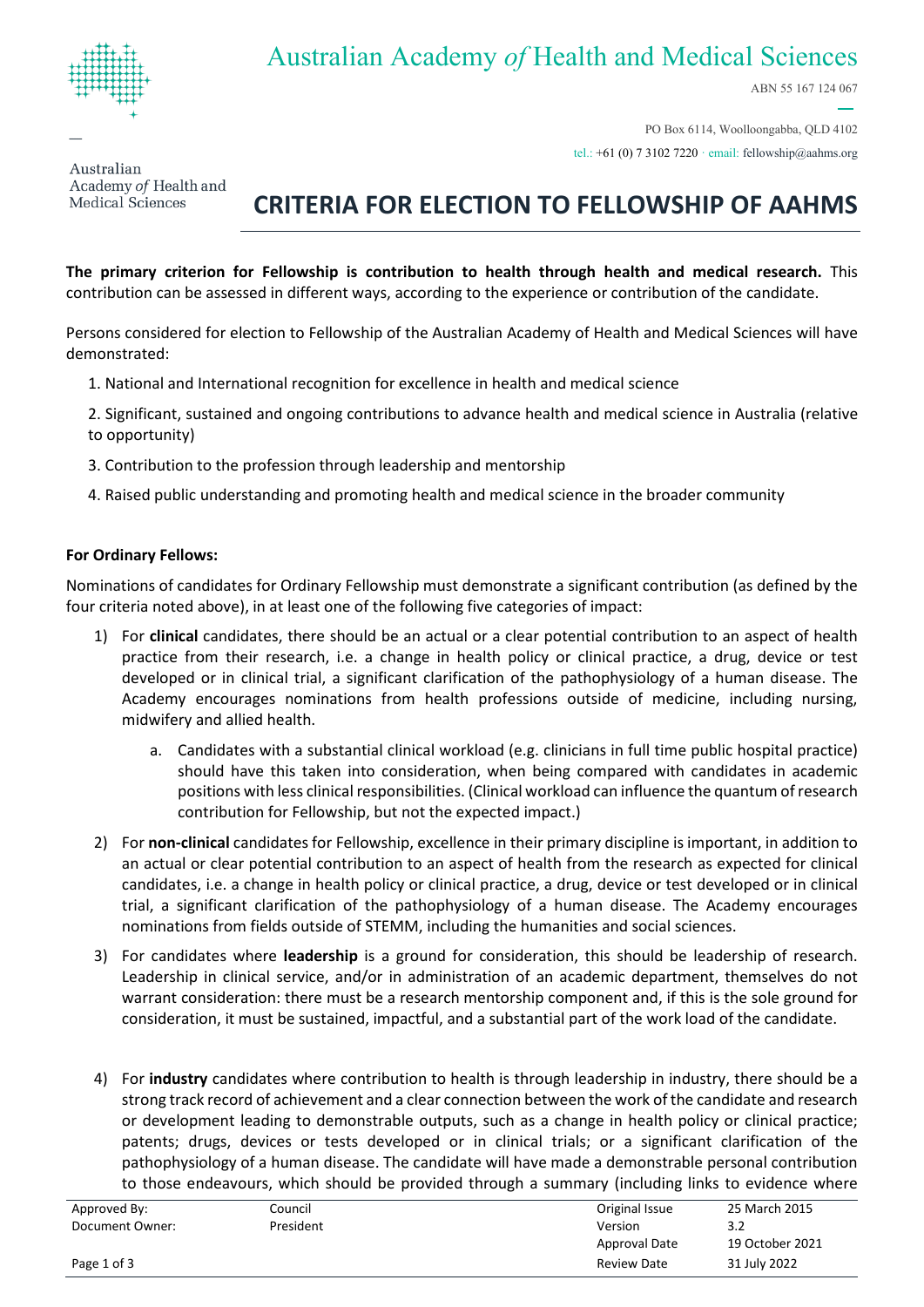Australian Academy *of* Health and Medical Sciences

ABN 55 167 124 067

PO Box 6114, Woolloongabba, QLD 4102

tel.: +61 (0) 7 3102 7220 · email: fellowship@aahms.org

# CRITERIA FOR ELECTION TO FELLOWSHIP OF AAHMS

**The primary criterion for Fellowship is contribution to health through health and medical research.** This contribution can be assessed in different ways, according to the experience or contribution of the candidate.

Persons considered for election to Fellowship of the Australian Academy of Health and Medical Sciences will have demonstrated:

1. National and International recognition for excellence in health and medical science
2. Significant, sustained and ongoing contributions to advance health and medical science in Australia (relative to opportunity)
3. Contribution to the profession through leadership and mentorship
4. Raised public understanding and promoting health and medical science in the broader community

**For Ordinary Fellows:**

Nominations of candidates for Ordinary Fellowship must demonstrate a significant contribution (as defined by the four criteria noted above), in at least one of the following five categories of impact:

1) For **clinical** candidates, there should be an actual or a clear potential contribution to an aspect of health practice from their research, i.e. a change in health policy or clinical practice, a drug, device or test developed or in clinical trial, a significant clarification of the pathophysiology of a human disease. The Academy encourages nominations from health professions outside of medicine, including nursing, midwifery and allied health.

    a. Candidates with a substantial clinical workload (e.g. clinicians in full time public hospital practice) should have this taken into consideration, when being compared with candidates in academic positions with less clinical responsibilities. (Clinical workload can influence the quantum of research contribution for Fellowship, but not the expected impact.)

2) For **non-clinical** candidates for Fellowship, excellence in their primary discipline is important, in addition to an actual or clear potential contribution to an aspect of health from the research as expected for clinical candidates, i.e. a change in health policy or clinical practice, a drug, device or test developed or in clinical trial, a significant clarification of the pathophysiology of a human disease. The Academy encourages nominations from fields outside of STEMM, including the humanities and social sciences.

3) For candidates where **leadership** is a ground for consideration, this should be leadership of research. Leadership in clinical service, and/or in administration of an academic department, themselves do not warrant consideration: there must be a research mentorship component and, if this is the sole ground for consideration, it must be sustained, impactful, and a substantial part of the work load of the candidate.

4) For **industry** candidates where contribution to health is through leadership in industry, there should be a strong track record of achievement and a clear connection between the work of the candidate and research or development leading to demonstrable outputs, such as a change in health policy or clinical practice; patents; drugs, devices or tests developed or in clinical trials; or a significant clarification of the pathophysiology of a human disease. The candidate will have made a demonstrable personal contribution to those endeavours, which should be provided through a summary (including links to evidence where

| Approved By: | Council | Original Issue | 25 March 2015 |
|---|---|---|---|
| Document Owner: | President | Version | 3.2 |
| | | Approval Date | 19 October 2021 |
| | | Review Date | 31 July 2022 |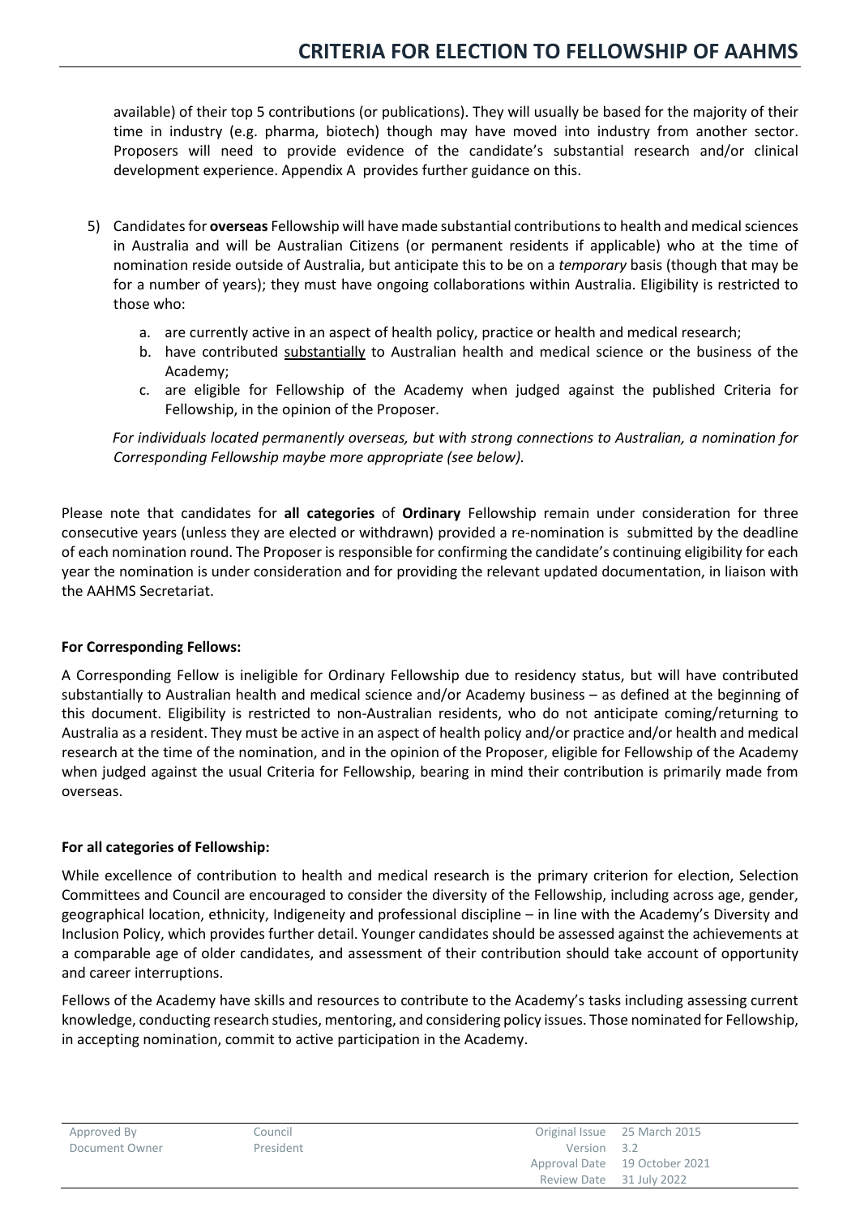available) of their top 5 contributions (or publications). They will usually be based for the majority of their time in industry (e.g. pharma, biotech) though may have moved into industry from another sector. Proposers will need to provide evidence of the candidate's substantial research and/or clinical development experience. Appendix A provides further guidance on this.

5) Candidates for **overseas** Fellowship will have made substantial contributions to health and medical sciences in Australia and will be Australian Citizens (or permanent residents if applicable) who at the time of nomination reside outside of Australia, but anticipate this to be on a *temporary* basis (though that may be for a number of years); they must have ongoing collaborations within Australia. Eligibility is restricted to those who:

    a. are currently active in an aspect of health policy, practice or health and medical research;
    b. have contributed substantially to Australian health and medical science or the business of the Academy;
    c. are eligible for Fellowship of the Academy when judged against the published Criteria for Fellowship, in the opinion of the Proposer.

    *For individuals located permanently overseas, but with strong connections to Australian, a nomination for Corresponding Fellowship maybe more appropriate (see below).*

Please note that candidates for **all categories** of **Ordinary** Fellowship remain under consideration for three consecutive years (unless they are elected or withdrawn) provided a re-nomination is submitted by the deadline of each nomination round. The Proposer is responsible for confirming the candidate's continuing eligibility for each year the nomination is under consideration and for providing the relevant updated documentation, in liaison with the AAHMS Secretariat.

**For Corresponding Fellows:**

A Corresponding Fellow is ineligible for Ordinary Fellowship due to residency status, but will have contributed substantially to Australian health and medical science and/or Academy business – as defined at the beginning of this document. Eligibility is restricted to non-Australian residents, who do not anticipate coming/returning to Australia as a resident. They must be active in an aspect of health policy and/or practice and/or health and medical research at the time of the nomination, and in the opinion of the Proposer, eligible for Fellowship of the Academy when judged against the usual Criteria for Fellowship, bearing in mind their contribution is primarily made from overseas.

**For all categories of Fellowship:**

While excellence of contribution to health and medical research is the primary criterion for election, Selection Committees and Council are encouraged to consider the diversity of the Fellowship, including across age, gender, geographical location, ethnicity, Indigeneity and professional discipline – in line with the Academy's Diversity and Inclusion Policy, which provides further detail. Younger candidates should be assessed against the achievements at a comparable age of older candidates, and assessment of their contribution should take account of opportunity and career interruptions.

Fellows of the Academy have skills and resources to contribute to the Academy's tasks including assessing current knowledge, conducting research studies, mentoring, and considering policy issues. Those nominated for Fellowship, in accepting nomination, commit to active participation in the Academy.

| Approved By | Council | Original Issue | 25 March 2015 |
| --- | --- | --- | --- |
| Document Owner | President | Version | 3.2 |
| | | Approval Date | 19 October 2021 |
| | | Review Date | 31 July 2022 |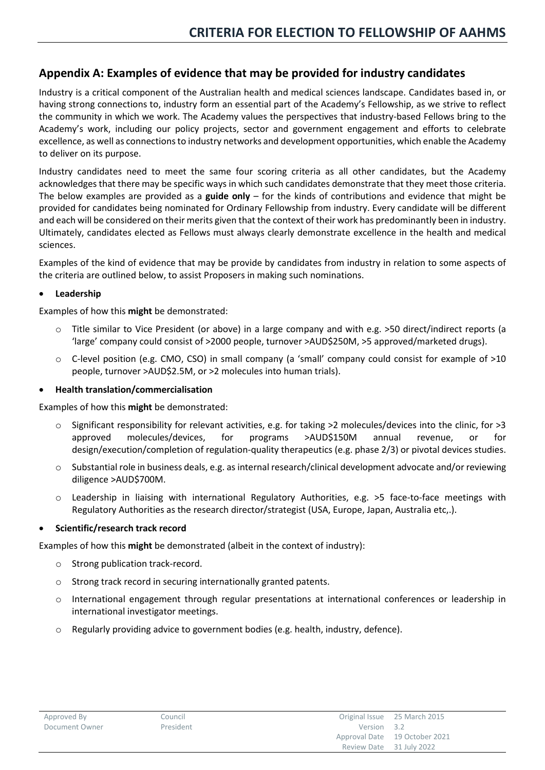## Appendix A: Examples of evidence that may be provided for industry candidates

Industry is a critical component of the Australian health and medical sciences landscape. Candidates based in, or having strong connections to, industry form an essential part of the Academy's Fellowship, as we strive to reflect the community in which we work. The Academy values the perspectives that industry-based Fellows bring to the Academy's work, including our policy projects, sector and government engagement and efforts to celebrate excellence, as well as connections to industry networks and development opportunities, which enable the Academy to deliver on its purpose.

Industry candidates need to meet the same four scoring criteria as all other candidates, but the Academy acknowledges that there may be specific ways in which such candidates demonstrate that they meet those criteria. The below examples are provided as a **guide only** – for the kinds of contributions and evidence that might be provided for candidates being nominated for Ordinary Fellowship from industry. Every candidate will be different and each will be considered on their merits given that the context of their work has predominantly been in industry. Ultimately, candidates elected as Fellows must always clearly demonstrate excellence in the health and medical sciences.

Examples of the kind of evidence that may be provide by candidates from industry in relation to some aspects of the criteria are outlined below, to assist Proposers in making such nominations.

- **Leadership**

Examples of how this **might** be demonstrated:

  - Title similar to Vice President (or above) in a large company and with e.g. >50 direct/indirect reports (a 'large' company could consist of >2000 people, turnover >AUD$250M, >5 approved/marketed drugs).
  - C-level position (e.g. CMO, CSO) in small company (a 'small' company could consist for example of >10 people, turnover >AUD$2.5M, or >2 molecules into human trials).

- **Health translation/commercialisation**

Examples of how this **might** be demonstrated:

  - Significant responsibility for relevant activities, e.g. for taking >2 molecules/devices into the clinic, for >3 approved molecules/devices, for programs >AUD$150M annual revenue, or for design/execution/completion of regulation-quality therapeutics (e.g. phase 2/3) or pivotal devices studies.
  - Substantial role in business deals, e.g. as internal research/clinical development advocate and/or reviewing diligence >AUD$700M.
  - Leadership in liaising with international Regulatory Authorities, e.g. >5 face-to-face meetings with Regulatory Authorities as the research director/strategist (USA, Europe, Japan, Australia etc,.).

- **Scientific/research track record**

Examples of how this **might** be demonstrated (albeit in the context of industry):

  - Strong publication track-record.
  - Strong track record in securing internationally granted patents.
  - International engagement through regular presentations at international conferences or leadership in international investigator meetings.
  - Regularly providing advice to government bodies (e.g. health, industry, defence).